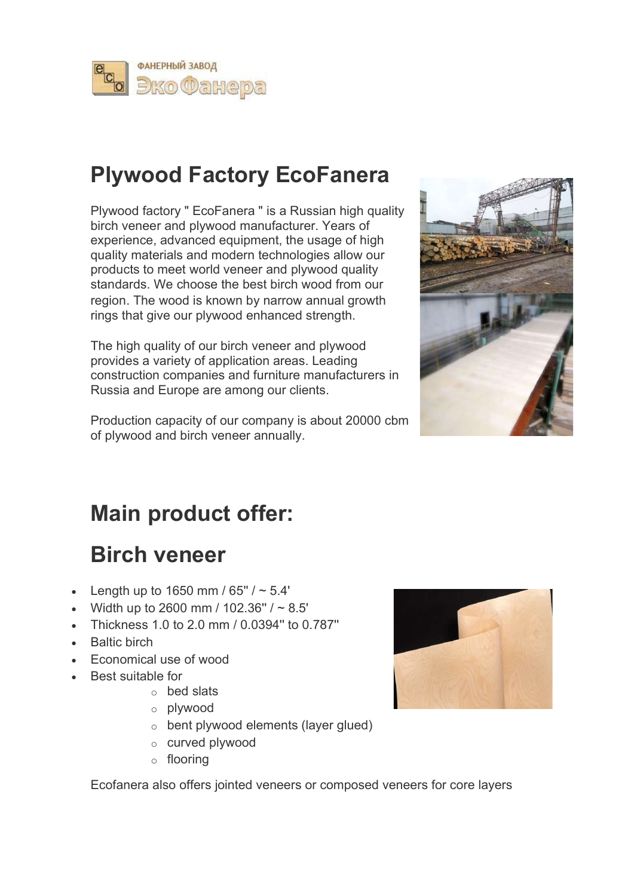ФАНЕРНЫЙ ЗАВОД
ЭкоФанера

# Plywood Factory EcoFanera

Plywood factory " EcoFanera " is a Russian high quality birch veneer and plywood manufacturer. Years of experience, advanced equipment, the usage of high quality materials and modern technologies allow our products to meet world veneer and plywood quality standards. We choose the best birch wood from our region. The wood is known by narrow annual growth rings that give our plywood enhanced strength.

The high quality of our birch veneer and plywood provides a variety of application areas. Leading construction companies and furniture manufacturers in Russia and Europe are among our clients.

Production capacity of our company is about 20000 cbm of plywood and birch veneer annually.

# Main product offer:

# Birch veneer

- Length up to 1650 mm / 65'' / ~ 5.4'
- Width up to 2600 mm / 102.36'' / ~ 8.5'
- Thickness 1.0 to 2.0 mm / 0.0394'' to 0.787''
- Baltic birch
- Economical use of wood
- Best suitable for
  - bed slats
  - plywood
  - bent plywood elements (layer glued)
  - curved plywood
  - flooring

Ecofanera also offers jointed veneers or composed veneers for core layers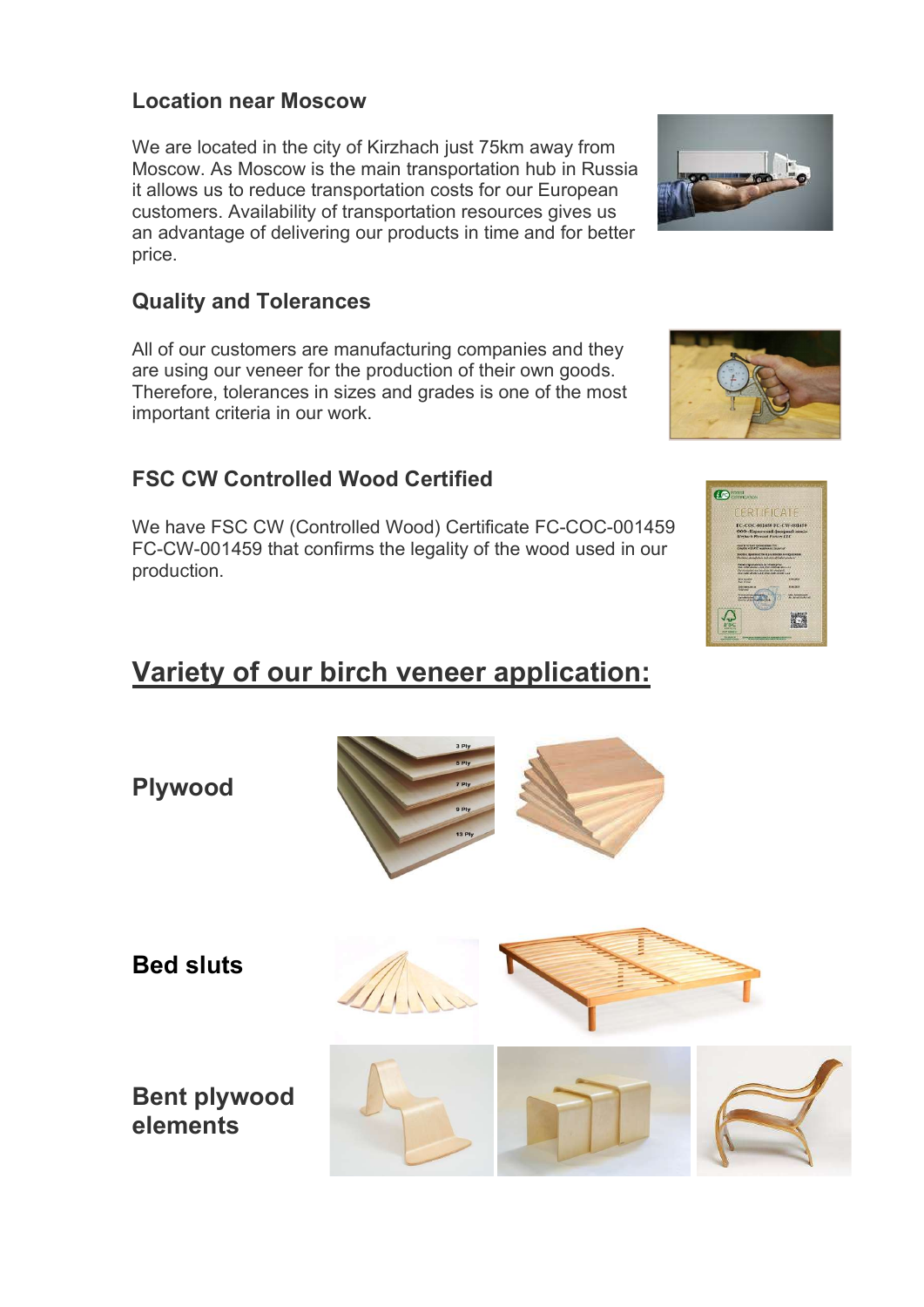### Location near Moscow

We are located in the city of Kirzhach just 75km away from Moscow. As Moscow is the main transportation hub in Russia it allows us to reduce transportation costs for our European customers. Availability of transportation resources gives us an advantage of delivering our products in time and for better price.

### Quality and Tolerances

All of our customers are manufacturing companies and they are using our veneer for the production of their own goods. Therefore, tolerances in sizes and grades is one of the most important criteria in our work.

### FSC CW Controlled Wood Certified

We have FSC CW (Controlled Wood) Certificate FC-COC-001459 FC-CW-001459 that confirms the legality of the wood used in our production.

## Variety of our birch veneer application:

**Plywood**

**Bed sluts**

**Bent plywood elements**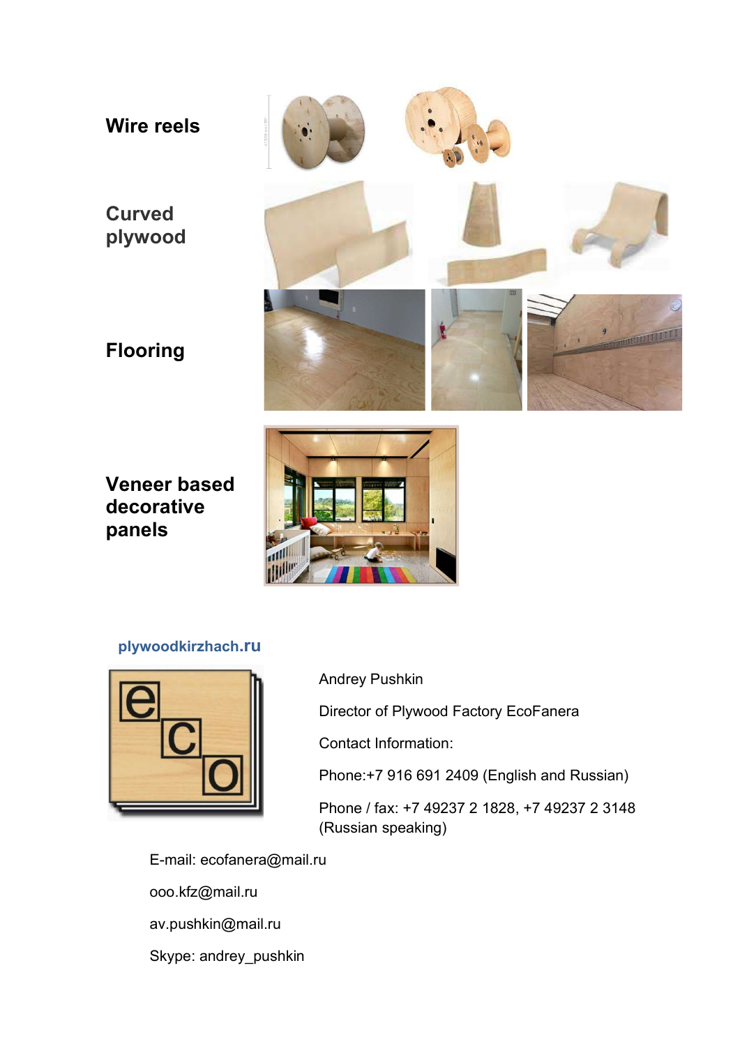**Wire reels**

**Curved plywood**

**Flooring**

**Veneer based decorative panels**

plywoodkirzhach.ru

Andrey Pushkin

Director of Plywood Factory EcoFanera

Contact Information:

Phone:+7 916 691 2409 (English and Russian)

Phone / fax: +7 49237 2 1828, +7 49237 2 3148 (Russian speaking)

E-mail: ecofanera@mail.ru

ooo.kfz@mail.ru

av.pushkin@mail.ru

Skype: andrey_pushkin